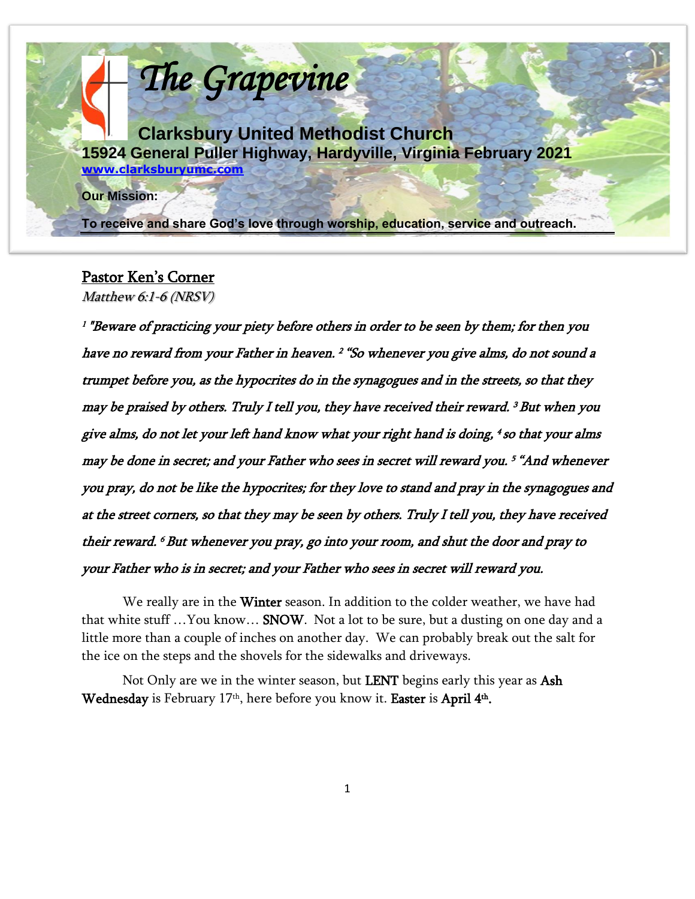# *The Grapevine*

## Clarksbury United Methodist Church

**15924 General Puller Highway, Hardyville, Virginia February 2021**

**www.clarksburyumc.com**

**Our Mission:**

**To receive and share God's love through worship, education, service and outreach.**

## Pastor Ken's Corner

*Matthew 6:1-6 (NRSV)*

*[1] "Beware of practicing your piety before others in order to be seen by them; for then you have no reward from your Father in heaven. [2] "So whenever you give alms, do not sound a trumpet before you, as the hypocrites do in the synagogues and in the streets, so that they may be praised by others. Truly I tell you, they have received their reward. [3] But when you give alms, do not let your left hand know what your right hand is doing, [4] so that your alms may be done in secret; and your Father who sees in secret will reward you. [5] "And whenever you pray, do not be like the hypocrites; for they love to stand and pray in the synagogues and at the street corners, so that they may be seen by others. Truly I tell you, they have received their reward. [6] But whenever you pray, go into your room, and shut the door and pray to your Father who is in secret; and your Father who sees in secret will reward you.*

We really are in the **Winter** season. In addition to the colder weather, we have had that white stuff …You know… **SNOW**. Not a lot to be sure, but a dusting on one day and a little more than a couple of inches on another day. We can probably break out the salt for the ice on the steps and the shovels for the sidewalks and driveways.

Not Only are we in the winter season, but **LENT** begins early this year as **Ash Wednesday** is February 17th, here before you know it. **Easter** is **April 4th.**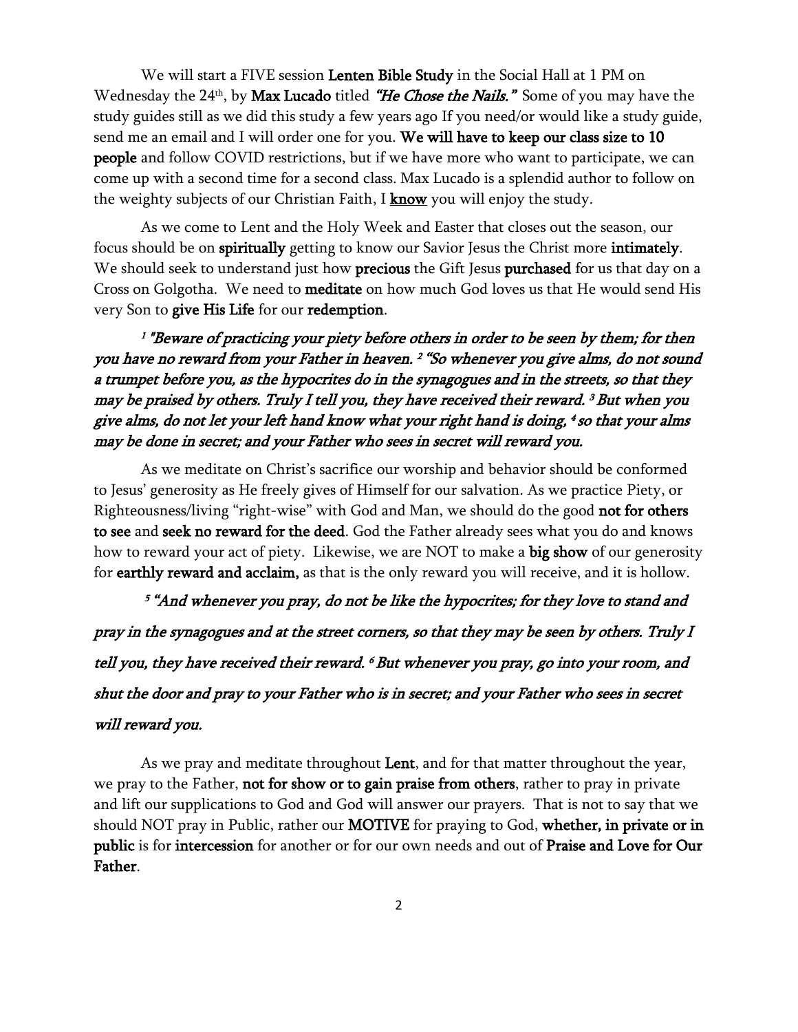We will start a FIVE session **Lenten Bible Study** in the Social Hall at 1 PM on Wednesday the 24th, by **Max Lucado** titled ***"He Chose the Nails."*** Some of you may have the study guides still as we did this study a few years ago If you need/or would like a study guide, send me an email and I will order one for you. **We will have to keep our class size to 10 people** and follow COVID restrictions, but if we have more who want to participate, we can come up with a second time for a second class. Max Lucado is a splendid author to follow on the weighty subjects of our Christian Faith, I **<u>know</u>** you will enjoy the study.

As we come to Lent and the Holy Week and Easter that closes out the season, our focus should be on **spiritually** getting to know our Savior Jesus the Christ more **intimately**. We should seek to understand just how **precious** the Gift Jesus **purchased** for us that day on a Cross on Golgotha. We need to **meditate** on how much God loves us that He would send His very Son to **give His Life** for our **redemption**.

***[1] "Beware of practicing your piety before others in order to be seen by them; for then you have no reward from your Father in heaven. [2] "So whenever you give alms, do not sound a trumpet before you, as the hypocrites do in the synagogues and in the streets, so that they may be praised by others. Truly I tell you, they have received their reward. [3] But when you give alms, do not let your left hand know what your right hand is doing, [4] so that your alms may be done in secret; and your Father who sees in secret will reward you.***

As we meditate on Christ's sacrifice our worship and behavior should be conformed to Jesus' generosity as He freely gives of Himself for our salvation. As we practice Piety, or Righteousness/living "right-wise" with God and Man, we should do the good **not for others to see** and **seek no reward for the deed**. God the Father already sees what you do and knows how to reward your act of piety. Likewise, we are NOT to make a **big show** of our generosity for **earthly reward and acclaim,** as that is the only reward you will receive, and it is hollow.

***[5] "And whenever you pray, do not be like the hypocrites; for they love to stand and pray in the synagogues and at the street corners, so that they may be seen by others. Truly I tell you, they have received their reward. [6] But whenever you pray, go into your room, and shut the door and pray to your Father who is in secret; and your Father who sees in secret will reward you.***

As we pray and meditate throughout **Lent**, and for that matter throughout the year, we pray to the Father, **not for show or to gain praise from others**, rather to pray in private and lift our supplications to God and God will answer our prayers. That is not to say that we should NOT pray in Public, rather our **MOTIVE** for praying to God, **whether, in private or in public** is for **intercession** for another or for our own needs and out of **Praise and Love for Our Father**.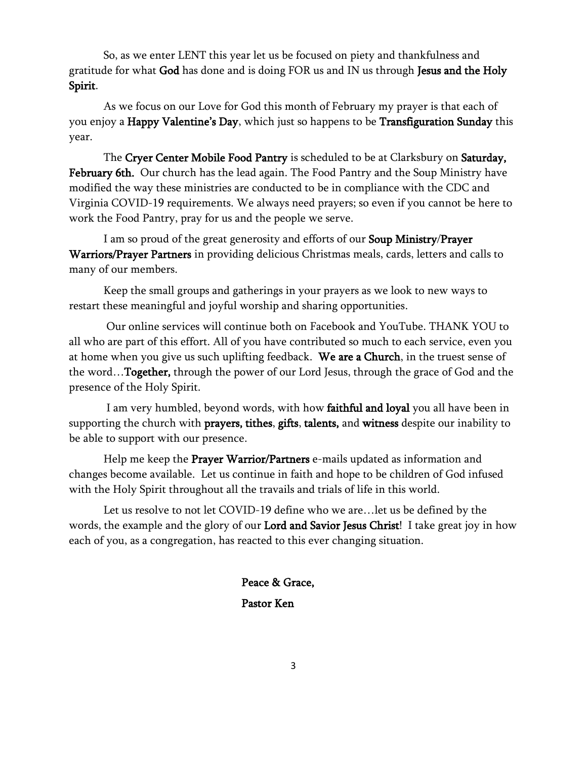So, as we enter LENT this year let us be focused on piety and thankfulness and gratitude for what **God** has done and is doing FOR us and IN us through **Jesus and the Holy Spirit**.

As we focus on our Love for God this month of February my prayer is that each of you enjoy a **Happy Valentine's Day**, which just so happens to be **Transfiguration Sunday** this year.

The **Cryer Center Mobile Food Pantry** is scheduled to be at Clarksbury on **Saturday, February 6th.** Our church has the lead again. The Food Pantry and the Soup Ministry have modified the way these ministries are conducted to be in compliance with the CDC and Virginia COVID-19 requirements. We always need prayers; so even if you cannot be here to work the Food Pantry, pray for us and the people we serve.

I am so proud of the great generosity and efforts of our **Soup Ministry**/**Prayer Warriors/Prayer Partners** in providing delicious Christmas meals, cards, letters and calls to many of our members.

Keep the small groups and gatherings in your prayers as we look to new ways to restart these meaningful and joyful worship and sharing opportunities.

Our online services will continue both on Facebook and YouTube. THANK YOU to all who are part of this effort. All of you have contributed so much to each service, even you at home when you give us such uplifting feedback. **We are a Church**, in the truest sense of the word…**Together,** through the power of our Lord Jesus, through the grace of God and the presence of the Holy Spirit.

I am very humbled, beyond words, with how **faithful and loyal** you all have been in supporting the church with **prayers, tithes**, **gifts**, **talents,** and **witness** despite our inability to be able to support with our presence.

Help me keep the **Prayer Warrior/Partners** e-mails updated as information and changes become available. Let us continue in faith and hope to be children of God infused with the Holy Spirit throughout all the travails and trials of life in this world.

Let us resolve to not let COVID-19 define who we are…let us be defined by the words, the example and the glory of our **Lord and Savior Jesus Christ**! I take great joy in how each of you, as a congregation, has reacted to this ever changing situation.

**Peace & Grace,**

**Pastor Ken**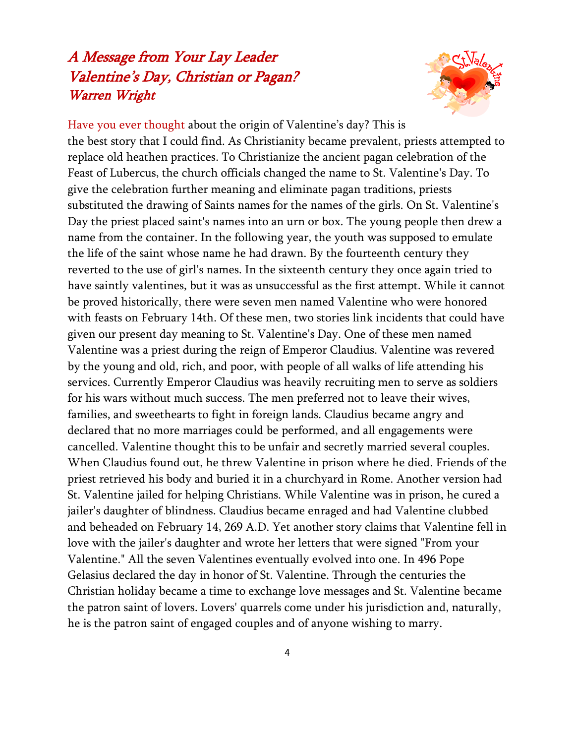# *A Message from Your Lay Leader*
# *Valentine's Day, Christian or Pagan?*
### *Warren Wright*

Have you ever thought about the origin of Valentine's day? This is the best story that I could find. As Christianity became prevalent, priests attempted to replace old heathen practices. To Christianize the ancient pagan celebration of the Feast of Lubercus, the church officials changed the name to St. Valentine's Day. To give the celebration further meaning and eliminate pagan traditions, priests substituted the drawing of Saints names for the names of the girls. On St. Valentine's Day the priest placed saint's names into an urn or box. The young people then drew a name from the container. In the following year, the youth was supposed to emulate the life of the saint whose name he had drawn. By the fourteenth century they reverted to the use of girl's names. In the sixteenth century they once again tried to have saintly valentines, but it was as unsuccessful as the first attempt. While it cannot be proved historically, there were seven men named Valentine who were honored with feasts on February 14th. Of these men, two stories link incidents that could have given our present day meaning to St. Valentine's Day. One of these men named Valentine was a priest during the reign of Emperor Claudius. Valentine was revered by the young and old, rich, and poor, with people of all walks of life attending his services. Currently Emperor Claudius was heavily recruiting men to serve as soldiers for his wars without much success. The men preferred not to leave their wives, families, and sweethearts to fight in foreign lands. Claudius became angry and declared that no more marriages could be performed, and all engagements were cancelled. Valentine thought this to be unfair and secretly married several couples. When Claudius found out, he threw Valentine in prison where he died. Friends of the priest retrieved his body and buried it in a churchyard in Rome. Another version had St. Valentine jailed for helping Christians. While Valentine was in prison, he cured a jailer's daughter of blindness. Claudius became enraged and had Valentine clubbed and beheaded on February 14, 269 A.D. Yet another story claims that Valentine fell in love with the jailer's daughter and wrote her letters that were signed "From your Valentine." All the seven Valentines eventually evolved into one. In 496 Pope Gelasius declared the day in honor of St. Valentine. Through the centuries the Christian holiday became a time to exchange love messages and St. Valentine became the patron saint of lovers. Lovers' quarrels come under his jurisdiction and, naturally, he is the patron saint of engaged couples and of anyone wishing to marry.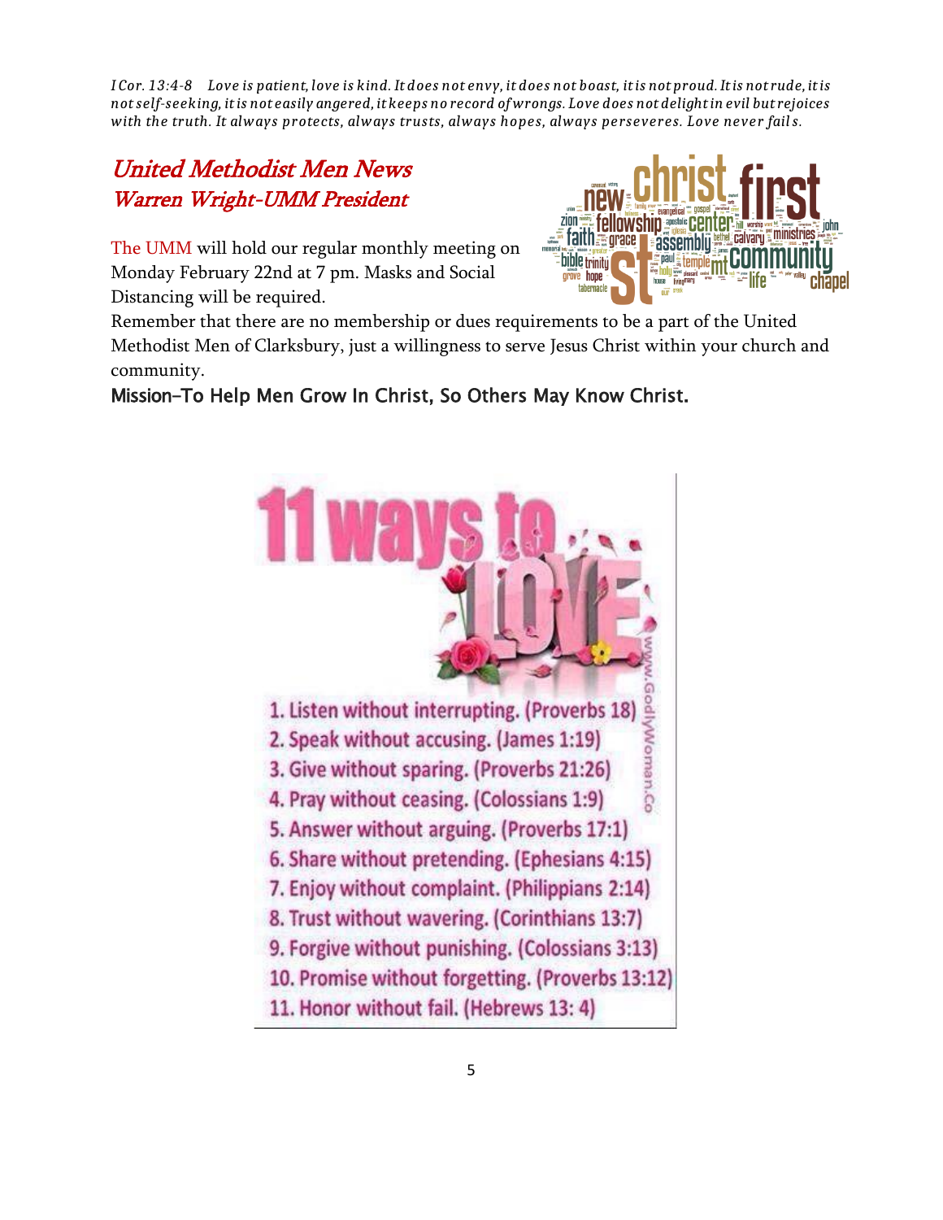*I Cor. 13:4-8 Love is patient, love is kind. It does not envy, it does not boast, it is not proud. It is not rude, it is not self-seeking, it is not easily angered, it keeps no record of wrongs. Love does not delight in evil but rejoices with the truth. It always protects, always trusts, always hopes, always perseveres. Love never fails.*

## *United Methodist Men News*
### *Warren Wright-UMM President*

The UMM will hold our regular monthly meeting on Monday February 22nd at 7 pm. Masks and Social Distancing will be required.

Remember that there are no membership or dues requirements to be a part of the United Methodist Men of Clarksbury, just a willingness to serve Jesus Christ within your church and community.

**Mission–To Help Men Grow In Christ, So Others May Know Christ.**

**11 ways to LOVE**

1. Listen without interrupting. (Proverbs 18)
2. Speak without accusing. (James 1:19)
3. Give without sparing. (Proverbs 21:26)
4. Pray without ceasing. (Colossians 1:9)
5. Answer without arguing. (Proverbs 17:1)
6. Share without pretending. (Ephesians 4:15)
7. Enjoy without complaint. (Philippians 2:14)
8. Trust without wavering. (Corinthians 13:7)
9. Forgive without punishing. (Colossians 3:13)
10. Promise without forgetting. (Proverbs 13:12)
11. Honor without fail. (Hebrews 13: 4)

www.GodlyWoman.Co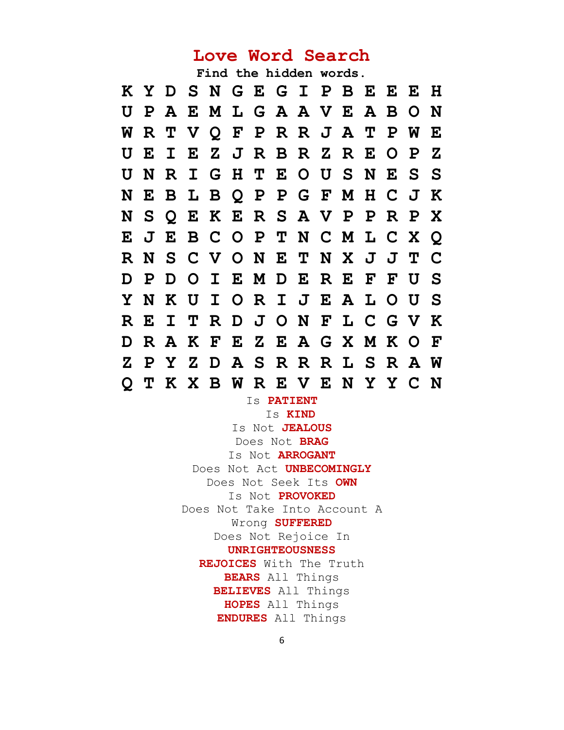# Love Word Search

**Find the hidden words.**

```
K Y D S N G E G I P B E E E H
U P A E M L G A A V E A B O N
W R T V Q F P R R J A T P W E
U E I E Z J R B R Z R E O P Z
U N R I G H T E O U S N E S S
N E B L B Q P P G F M H C J K
N S Q E K E R S A V P P R P X
E J E B C O P T N C M L C X Q
R N S C V O N E T N X J J T C
D P D O I E M D E R E F F U S
Y N K U I O R I J E A L O U S
R E I T R D J O N F L C G V K
D R A K F E Z E A G X M K O F
Z P Y Z D A S R R R L S R A W
Q T K X B W R E V E N Y Y C N
```

Is **PATIENT**

Is **KIND**

Is Not **JEALOUS**

Does Not **BRAG**

Is Not **ARROGANT**

Does Not Act **UNBECOMINGLY**

Does Not Seek Its **OWN**

Is Not **PROVOKED**

Does Not Take Into Account A Wrong **SUFFERED**

Does Not Rejoice In **UNRIGHTEOUSNESS**

**REJOICES** With The Truth

**BEARS** All Things

**BELIEVES** All Things

**HOPES** All Things

**ENDURES** All Things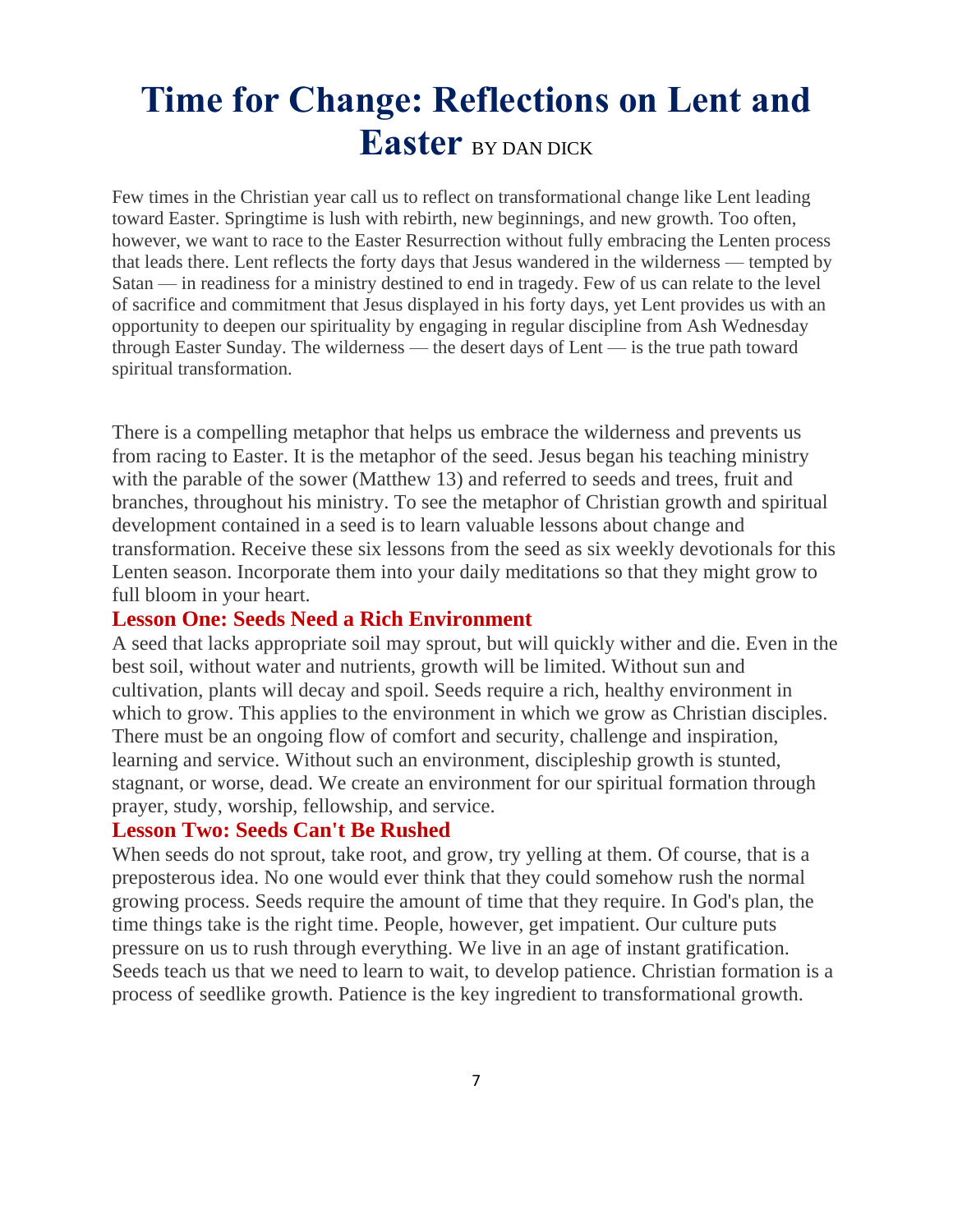# Time for Change: Reflections on Lent and Easter BY DAN DICK

Few times in the Christian year call us to reflect on transformational change like Lent leading toward Easter. Springtime is lush with rebirth, new beginnings, and new growth. Too often, however, we want to race to the Easter Resurrection without fully embracing the Lenten process that leads there. Lent reflects the forty days that Jesus wandered in the wilderness — tempted by Satan — in readiness for a ministry destined to end in tragedy. Few of us can relate to the level of sacrifice and commitment that Jesus displayed in his forty days, yet Lent provides us with an opportunity to deepen our spirituality by engaging in regular discipline from Ash Wednesday through Easter Sunday. The wilderness — the desert days of Lent — is the true path toward spiritual transformation.

There is a compelling metaphor that helps us embrace the wilderness and prevents us from racing to Easter. It is the metaphor of the seed. Jesus began his teaching ministry with the parable of the sower (Matthew 13) and referred to seeds and trees, fruit and branches, throughout his ministry. To see the metaphor of Christian growth and spiritual development contained in a seed is to learn valuable lessons about change and transformation. Receive these six lessons from the seed as six weekly devotionals for this Lenten season. Incorporate them into your daily meditations so that they might grow to full bloom in your heart.

### Lesson One: Seeds Need a Rich Environment

A seed that lacks appropriate soil may sprout, but will quickly wither and die. Even in the best soil, without water and nutrients, growth will be limited. Without sun and cultivation, plants will decay and spoil. Seeds require a rich, healthy environment in which to grow. This applies to the environment in which we grow as Christian disciples. There must be an ongoing flow of comfort and security, challenge and inspiration, learning and service. Without such an environment, discipleship growth is stunted, stagnant, or worse, dead. We create an environment for our spiritual formation through prayer, study, worship, fellowship, and service.

### Lesson Two: Seeds Can't Be Rushed

When seeds do not sprout, take root, and grow, try yelling at them. Of course, that is a preposterous idea. No one would ever think that they could somehow rush the normal growing process. Seeds require the amount of time that they require. In God's plan, the time things take is the right time. People, however, get impatient. Our culture puts pressure on us to rush through everything. We live in an age of instant gratification. Seeds teach us that we need to learn to wait, to develop patience. Christian formation is a process of seedlike growth. Patience is the key ingredient to transformational growth.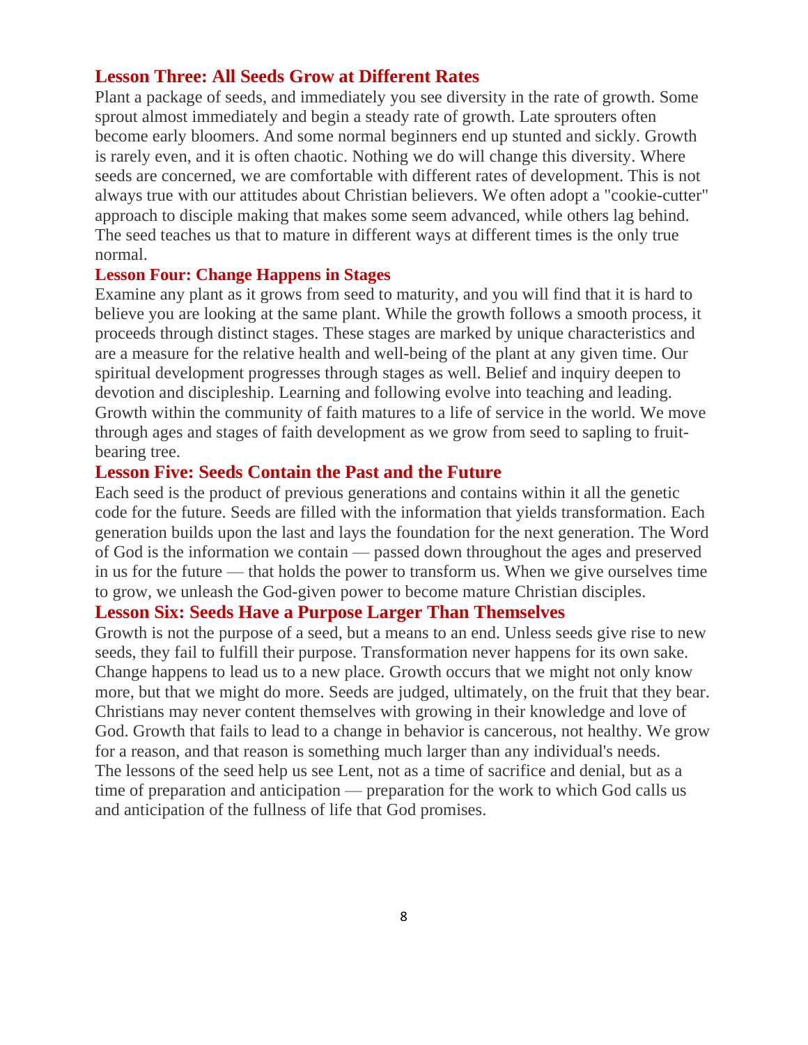### Lesson Three: All Seeds Grow at Different Rates

Plant a package of seeds, and immediately you see diversity in the rate of growth. Some sprout almost immediately and begin a steady rate of growth. Late sprouters often become early bloomers. And some normal beginners end up stunted and sickly. Growth is rarely even, and it is often chaotic. Nothing we do will change this diversity. Where seeds are concerned, we are comfortable with different rates of development. This is not always true with our attitudes about Christian believers. We often adopt a "cookie-cutter" approach to disciple making that makes some seem advanced, while others lag behind. The seed teaches us that to mature in different ways at different times is the only true normal.

### Lesson Four: Change Happens in Stages

Examine any plant as it grows from seed to maturity, and you will find that it is hard to believe you are looking at the same plant. While the growth follows a smooth process, it proceeds through distinct stages. These stages are marked by unique characteristics and are a measure for the relative health and well-being of the plant at any given time. Our spiritual development progresses through stages as well. Belief and inquiry deepen to devotion and discipleship. Learning and following evolve into teaching and leading. Growth within the community of faith matures to a life of service in the world. We move through ages and stages of faith development as we grow from seed to sapling to fruit-bearing tree.

### Lesson Five: Seeds Contain the Past and the Future

Each seed is the product of previous generations and contains within it all the genetic code for the future. Seeds are filled with the information that yields transformation. Each generation builds upon the last and lays the foundation for the next generation. The Word of God is the information we contain — passed down throughout the ages and preserved in us for the future — that holds the power to transform us. When we give ourselves time to grow, we unleash the God-given power to become mature Christian disciples.

### Lesson Six: Seeds Have a Purpose Larger Than Themselves

Growth is not the purpose of a seed, but a means to an end. Unless seeds give rise to new seeds, they fail to fulfill their purpose. Transformation never happens for its own sake. Change happens to lead us to a new place. Growth occurs that we might not only know more, but that we might do more. Seeds are judged, ultimately, on the fruit that they bear. Christians may never content themselves with growing in their knowledge and love of God. Growth that fails to lead to a change in behavior is cancerous, not healthy. We grow for a reason, and that reason is something much larger than any individual's needs.

The lessons of the seed help us see Lent, not as a time of sacrifice and denial, but as a time of preparation and anticipation — preparation for the work to which God calls us and anticipation of the fullness of life that God promises.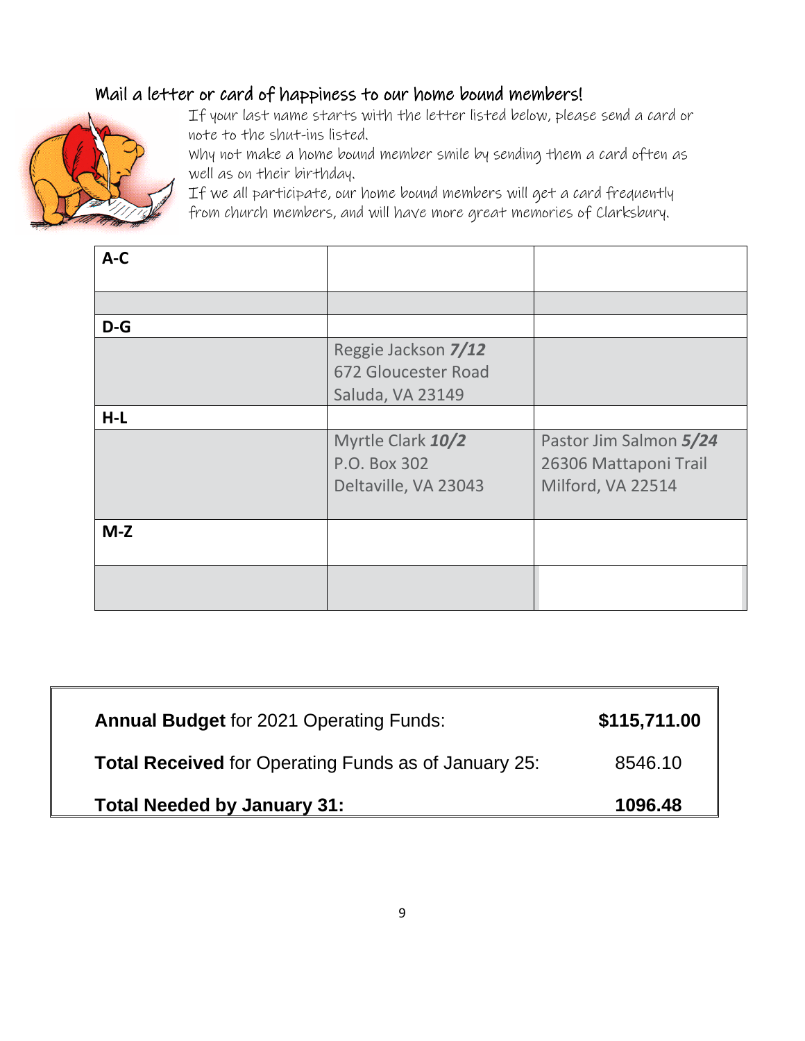## Mail a letter or card of happiness to our home bound members!

If your last name starts with the letter listed below, please send a card or note to the shut-ins listed.

Why not make a home bound member smile by sending them a card often as well as on their birthday.

If we all participate, our home bound members will get a card frequently from church members, and will have more great memories of Clarksbury.

| **A-C** | | |
|---|---|---|
| | | |
| **D-G** | | |
| | Reggie Jackson ***7/12***<br>672 Gloucester Road<br>Saluda, VA 23149 | |
| **H-L** | | |
| | Myrtle Clark ***10/2***<br>P.O. Box 302<br>Deltaville, VA 23043 | Pastor Jim Salmon ***5/24***<br>26306 Mattaponi Trail<br>Milford, VA 22514 |
| **M-Z** | | |
| | | |

| | |
|---|---|
| **Annual Budget** for 2021 Operating Funds: | **$115,711.00** |
| **Total Received** for Operating Funds as of January 25: | 8546.10 |
| **Total Needed by January 31:** | **1096.48** |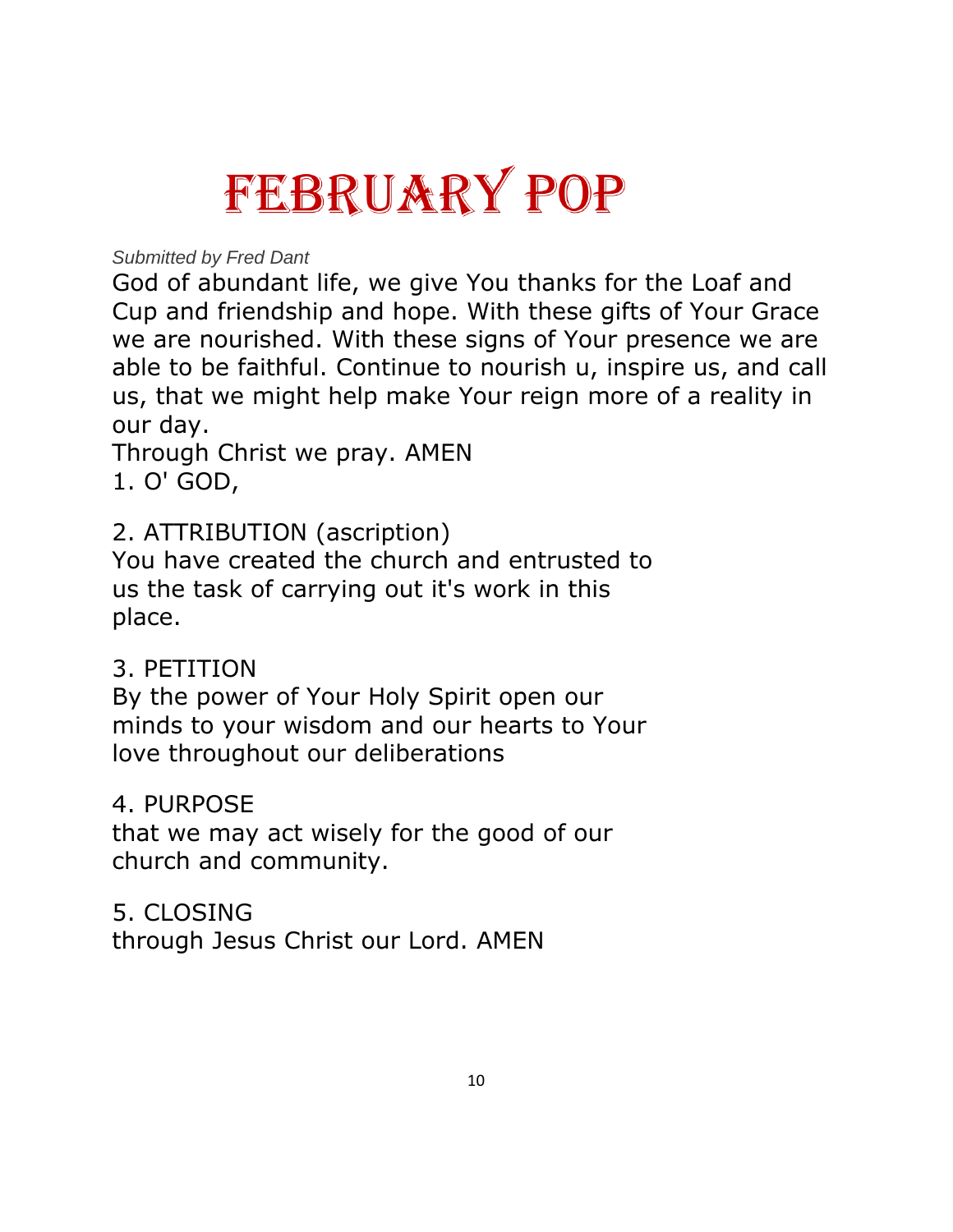# FEBRUARY POP

*Submitted by Fred Dant*

God of abundant life, we give You thanks for the Loaf and Cup and friendship and hope. With these gifts of Your Grace we are nourished. With these signs of Your presence we are able to be faithful. Continue to nourish u, inspire us, and call us, that we might help make Your reign more of a reality in our day.

Through Christ we pray. AMEN

1. O' GOD,

2. ATTRIBUTION (ascription)
You have created the church and entrusted to us the task of carrying out it's work in this place.

3. PETITION
By the power of Your Holy Spirit open our minds to your wisdom and our hearts to Your love throughout our deliberations

4. PURPOSE
that we may act wisely for the good of our church and community.

5. CLOSING
through Jesus Christ our Lord. AMEN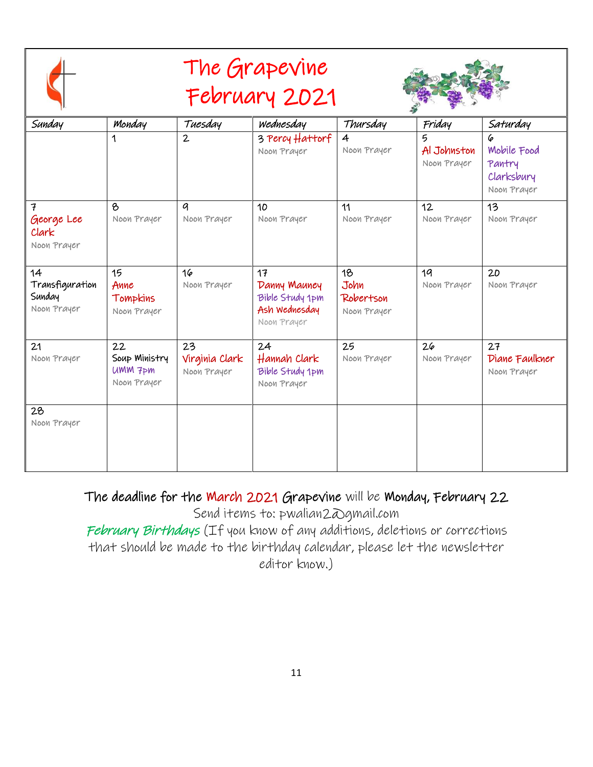# The Grapevine
# February 2021

| Sunday | Monday | Tuesday | Wednesday | Thursday | Friday | Saturday |
|---|---|---|---|---|---|---|
| | 1 | 2 | 3 Percy Hattorf<br>Noon Prayer | 4<br>Noon Prayer | 5<br>Al Johnston<br>Noon Prayer | 6<br>Mobile Food Pantry Clarksbury<br>Noon Prayer |
| 7<br>George Lee Clark<br>Noon Prayer | 8<br>Noon Prayer | 9<br>Noon Prayer | 10<br>Noon Prayer | 11<br>Noon Prayer | 12<br>Noon Prayer | 13<br>Noon Prayer |
| 14<br>Transfiguration Sunday<br>Noon Prayer | 15<br>Anne Tompkins<br>Noon Prayer | 16<br>Noon Prayer | 17<br>Danny Mauney<br>Bible Study 1pm<br>Ash Wednesday<br>Noon Prayer | 18<br>John Robertson<br>Noon Prayer | 19<br>Noon Prayer | 20<br>Noon Prayer |
| 21<br>Noon Prayer | 22<br>Soup Ministry<br>UMM 7pm<br>Noon Prayer | 23<br>Virginia Clark<br>Noon Prayer | 24<br>Hannah Clark<br>Bible Study 1pm<br>Noon Prayer | 25<br>Noon Prayer | 26<br>Noon Prayer | 27<br>Diane Faulkner<br>Noon Prayer |
| 28<br>Noon Prayer | | | | | | |

The deadline for the March 2021 Grapevine will be Monday, February 22

Send items to: pwalian2@gmail.com

*February Birthdays* (If you know of any additions, deletions or corrections that should be made to the birthday calendar, please let the newsletter editor know.)